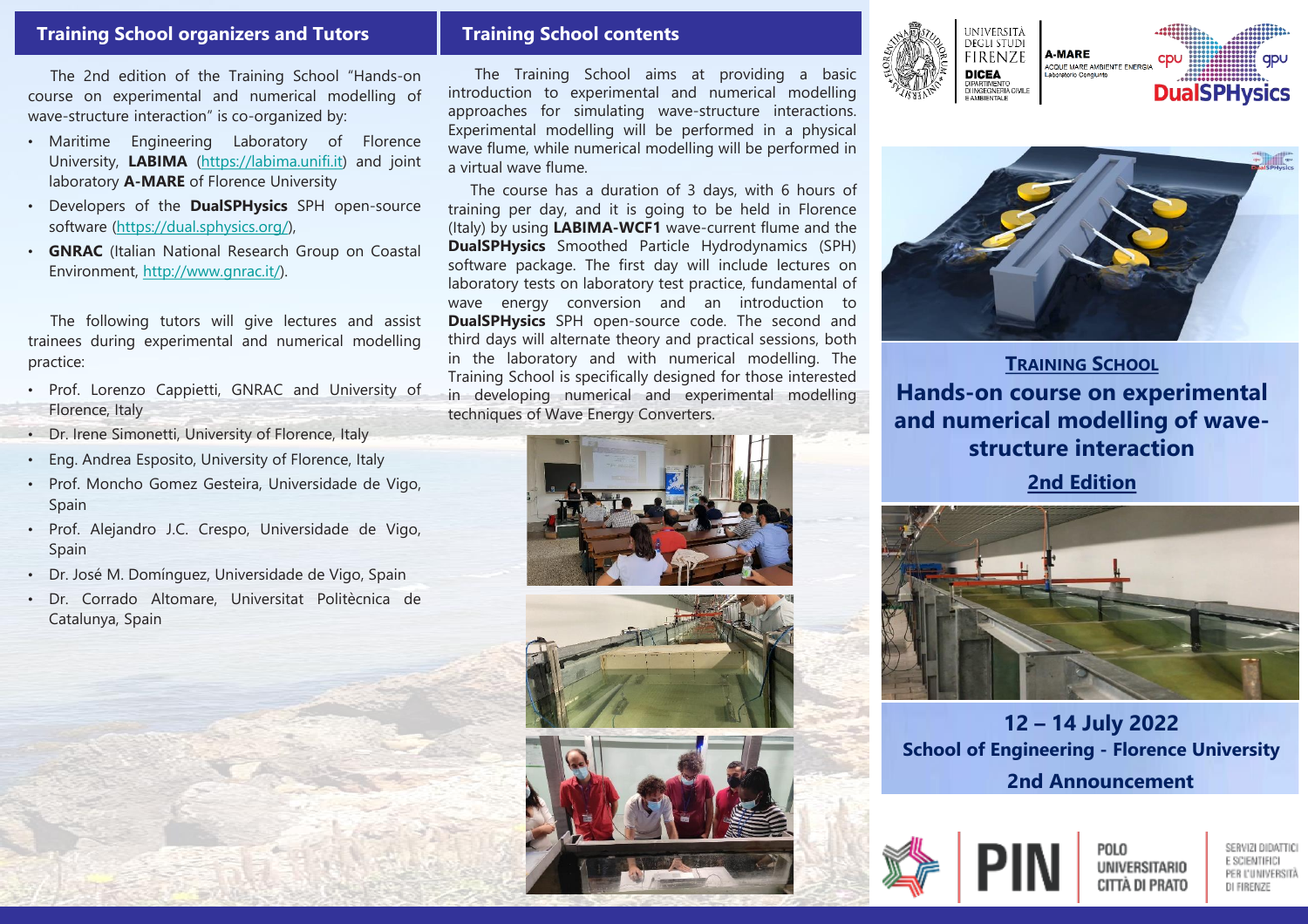## Training School organizers and Tutors

The 2nd edition of the Training School "Hands-on course on experimental and numerical modelling of wave-structure interaction" is co-organized by:

- Maritime Engineering Laboratory of Florence University, **LABIMA** (https://labima.unifi.it) and joint laboratory **A-MARE** of Florence University
- Developers of the **DualSPHysics** SPH open-source software (https://dual.sphysics.org/),
- **GNRAC** (Italian National Research Group on Coastal Environment, http://www.gnrac.it/).

The following tutors will give lectures and assist trainees during experimental and numerical modelling practice:

- Prof. Lorenzo Cappietti, GNRAC and University of Florence, Italy
- Dr. Irene Simonetti, University of Florence, Italy
- Eng. Andrea Esposito, University of Florence, Italy
- Prof. Moncho Gomez Gesteira, Universidade de Vigo, Spain
- Prof. Alejandro J.C. Crespo, Universidade de Vigo, Spain
- Dr. José M. Domínguez, Universidade de Vigo, Spain
- Dr. Corrado Altomare, Universitat Politècnica de Catalunya, Spain

## Training School contents

The Training School aims at providing a basic introduction to experimental and numerical modelling approaches for simulating wave-structure interactions. Experimental modelling will be performed in a physical wave flume, while numerical modelling will be performed in a virtual wave flume.

The course has a duration of 3 days, with 6 hours of training per day, and it is going to be held in Florence (Italy) by using **LABIMA-WCF1** wave-current flume and the **DualSPHysics** Smoothed Particle Hydrodynamics (SPH) software package. The first day will include lectures on laboratory tests on laboratory test practice, fundamental of wave energy conversion and an introduction to **DualSPHysics** SPH open-source code. The second and third days will alternate theory and practical sessions, both in the laboratory and with numerical modelling. The Training School is specifically designed for those interested in developing numerical and experimental modelling techniques of Wave Energy Converters.

UNIVERSITÀ DEGLI STUDI FIRENZE DICEA DIPARTIMENTO DI INGEGNERIA CIVILE E AMBIENTALE

A-MARE ACQUE MARE AMBIENTE ENERGIA Laboratorio Congiunto

DualSPHysics

# TRAINING SCHOOL

# Hands-on course on experimental and numerical modelling of wave-structure interaction

## 2nd Edition

## 12 – 14 July 2022

## School of Engineering - Florence University

## 2nd Announcement

PIN POLO UNIVERSITARIO CITTÀ DI PRATO

SERVIZI DIDATTICI E SCIENTIFICI PER L'UNIVERSITÀ DI FIRENZE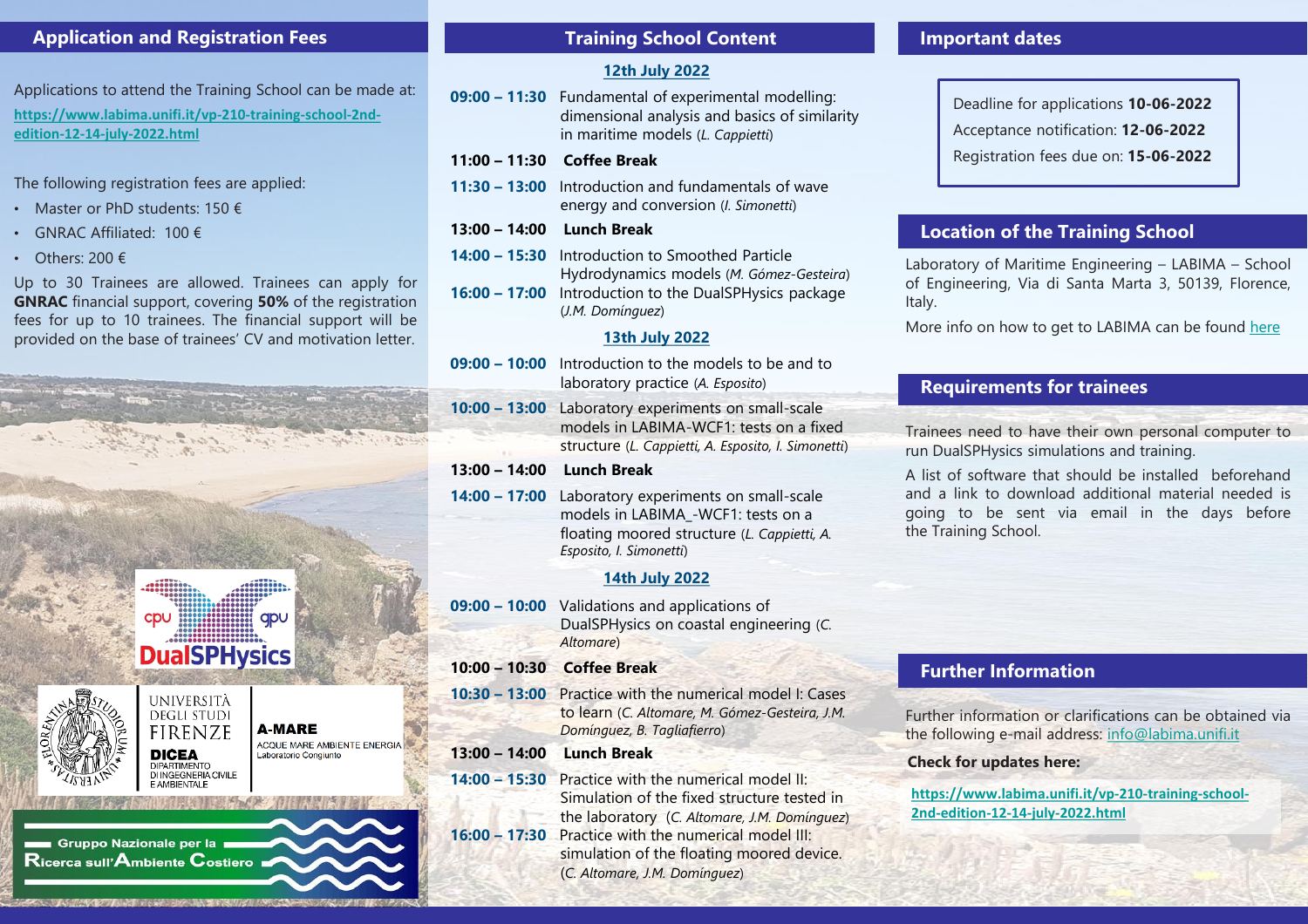## Application and Registration Fees

Applications to attend the Training School can be made at:

**https://www.labima.unifi.it/vp-210-training-school-2nd-edition-12-14-july-2022.html**

The following registration fees are applied:

- Master or PhD students: 150 €
- GNRAC Affiliated: 100 €
- Others: 200 €

Up to 30 Trainees are allowed. Trainees can apply for **GNRAC** financial support, covering **50%** of the registration fees for up to 10 trainees. The financial support will be provided on the base of trainees' CV and motivation letter.

DualSPHysics

UNIVERSITÀ DEGLI STUDI FIRENZE

DICEA DIPARTIMENTO DI INGEGNERIA CIVILE E AMBIENTALE

A-MARE ACQUE MARE AMBIENTE ENERGIA Laboratorio Congiunto

Gruppo Nazionale per la Ricerca sull'Ambiente Costiero

## Training School Content

**12th July 2022**

**09:00 – 11:30** Fundamental of experimental modelling: dimensional analysis and basics of similarity in maritime models (*L. Cappietti*)

**11:00 – 11:30** **Coffee Break**

**11:30 – 13:00** Introduction and fundamentals of wave energy and conversion (*I. Simonetti*)

**13:00 – 14:00** **Lunch Break**

**14:00 – 15:30** Introduction to Smoothed Particle Hydrodynamics models (*M. Gómez-Gesteira*)

**16:00 – 17:00** Introduction to the DualSPHysics package (*J.M. Domínguez*)

**13th July 2022**

**09:00 – 10:00** Introduction to the models to be and to laboratory practice (*A. Esposito*)

**10:00 – 13:00** Laboratory experiments on small-scale models in LABIMA-WCF1: tests on a fixed structure (*L. Cappietti, A. Esposito, I. Simonetti*)

**13:00 – 14:00** **Lunch Break**

**14:00 – 17:00** Laboratory experiments on small-scale models in LABIMA_-WCF1: tests on a floating moored structure (*L. Cappietti, A. Esposito, I. Simonetti*)

**14th July 2022**

**09:00 – 10:00** Validations and applications of DualSPHysics on coastal engineering (*C. Altomare*)

**10:00 – 10:30** **Coffee Break**

**10:30 – 13:00** Practice with the numerical model I: Cases to learn (*C. Altomare, M. Gómez-Gesteira, J.M. Domínguez, B. Tagliafierro*)

**13:00 – 14:00** **Lunch Break**

**14:00 – 15:30** Practice with the numerical model II: Simulation of the fixed structure tested in the laboratory (*C. Altomare, J.M. Domínguez*)

**16:00 – 17:30** Practice with the numerical model III: simulation of the floating moored device. (*C. Altomare, J.M. Domínguez*)

## Important dates

Deadline for applications **10-06-2022**

Acceptance notification: **12-06-2022**

Registration fees due on: **15-06-2022**

## Location of the Training School

Laboratory of Maritime Engineering – LABIMA – School of Engineering, Via di Santa Marta 3, 50139, Florence, Italy.

More info on how to get to LABIMA can be found here

## Requirements for trainees

Trainees need to have their own personal computer to run DualSPHysics simulations and training.

A list of software that should be installed beforehand and a link to download additional material needed is going to be sent via email in the days before the Training School.

## Further Information

Further information or clarifications can be obtained via the following e-mail address: info@labima.unifi.it

**Check for updates here:**

**https://www.labima.unifi.it/vp-210-training-school-2nd-edition-12-14-july-2022.html**